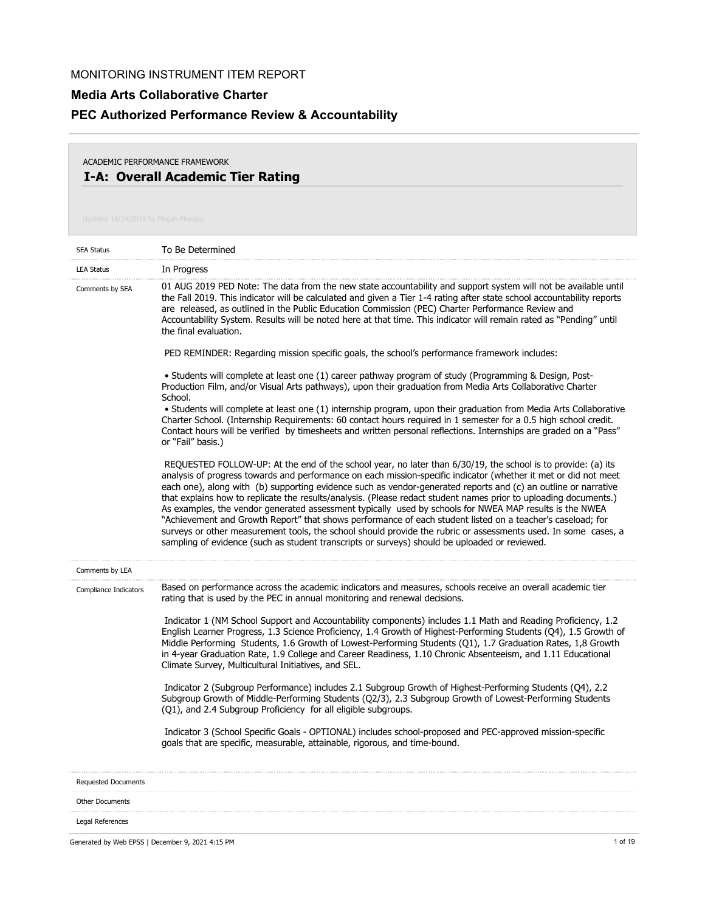MONITORING INSTRUMENT ITEM REPORT

# Media Arts Collaborative Charter

## PEC Authorized Performance Review & Accountability

ACADEMIC PERFORMANCE FRAMEWORK

### I-A: Overall Academic Tier Rating

Updated 10/24/2019 by Megan Maestas

**SEA Status**

To Be Determined

**LEA Status**

In Progress

**Comments by SEA**

01 AUG 2019 PED Note: The data from the new state accountability and support system will not be available until the Fall 2019. This indicator will be calculated and given a Tier 1-4 rating after state school accountability reports are released, as outlined in the Public Education Commission (PEC) Charter Performance Review and Accountability System. Results will be noted here at that time. This indicator will remain rated as "Pending" until the final evaluation.

PED REMINDER: Regarding mission specific goals, the school's performance framework includes:

- Students will complete at least one (1) career pathway program of study (Programming & Design, Post-Production Film, and/or Visual Arts pathways), upon their graduation from Media Arts Collaborative Charter School.
- Students will complete at least one (1) internship program, upon their graduation from Media Arts Collaborative Charter School. (Internship Requirements: 60 contact hours required in 1 semester for a 0.5 high school credit. Contact hours will be verified by timesheets and written personal reflections. Internships are graded on a "Pass" or "Fail" basis.)

REQUESTED FOLLOW-UP: At the end of the school year, no later than 6/30/19, the school is to provide: (a) its analysis of progress towards and performance on each mission-specific indicator (whether it met or did not meet each one), along with (b) supporting evidence such as vendor-generated reports and (c) an outline or narrative that explains how to replicate the results/analysis. (Please redact student names prior to uploading documents.) As examples, the vendor generated assessment typically used by schools for NWEA MAP results is the NWEA "Achievement and Growth Report" that shows performance of each student listed on a teacher's caseload; for surveys or other measurement tools, the school should provide the rubric or assessments used. In some cases, a sampling of evidence (such as student transcripts or surveys) should be uploaded or reviewed.

**Comments by LEA**

**Compliance Indicators**

Based on performance across the academic indicators and measures, schools receive an overall academic tier rating that is used by the PEC in annual monitoring and renewal decisions.

Indicator 1 (NM School Support and Accountability components) includes 1.1 Math and Reading Proficiency, 1.2 English Learner Progress, 1.3 Science Proficiency, 1.4 Growth of Highest-Performing Students (Q4), 1.5 Growth of Middle Performing Students, 1.6 Growth of Lowest-Performing Students (Q1), 1.7 Graduation Rates, 1,8 Growth in 4-year Graduation Rate, 1.9 College and Career Readiness, 1.10 Chronic Absenteeism, and 1.11 Educational Climate Survey, Multicultural Initiatives, and SEL.

Indicator 2 (Subgroup Performance) includes 2.1 Subgroup Growth of Highest-Performing Students (Q4), 2.2 Subgroup Growth of Middle-Performing Students (Q2/3), 2.3 Subgroup Growth of Lowest-Performing Students (Q1), and 2.4 Subgroup Proficiency for all eligible subgroups.

Indicator 3 (School Specific Goals - OPTIONAL) includes school-proposed and PEC-approved mission-specific goals that are specific, measurable, attainable, rigorous, and time-bound.

**Requested Documents**

**Other Documents**

**Legal References**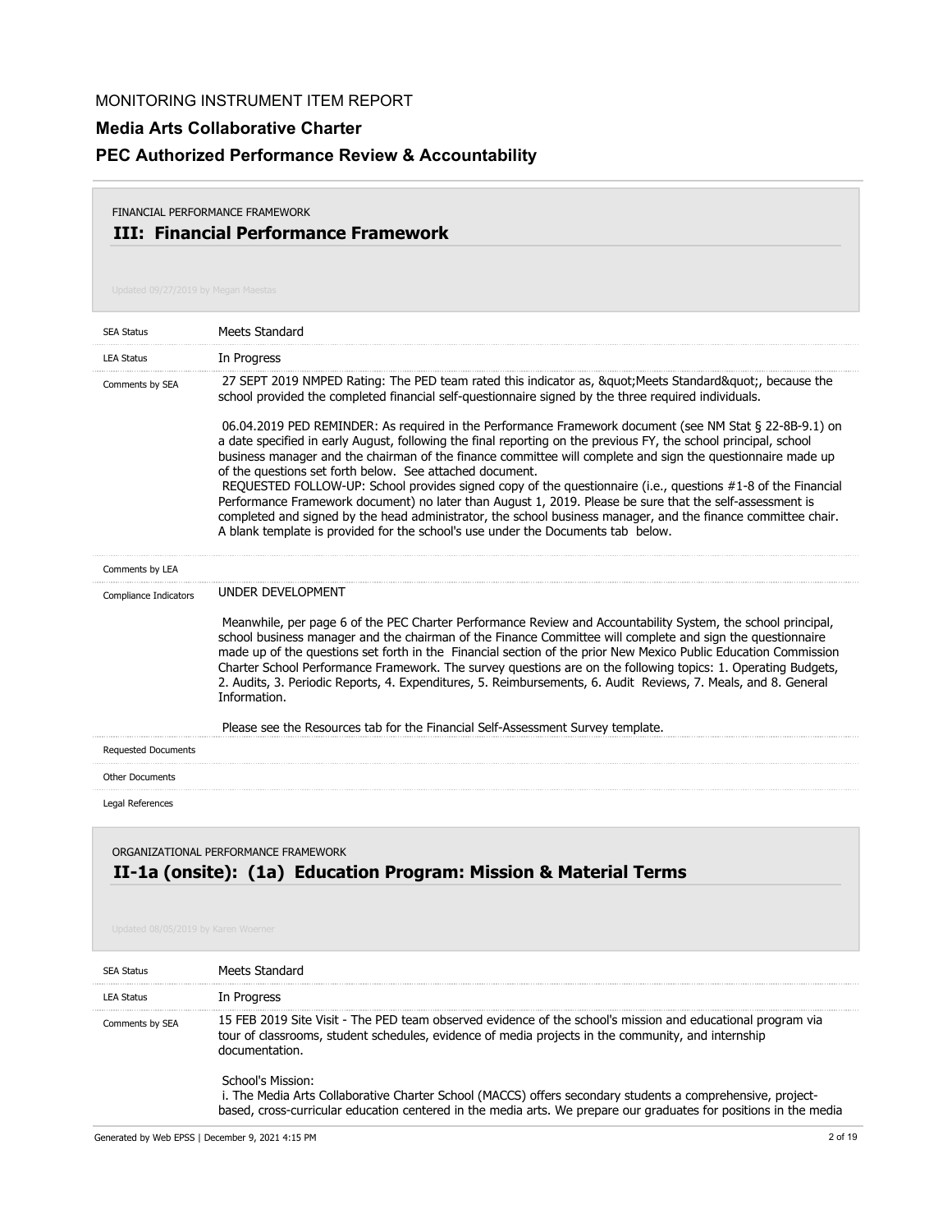MONITORING INSTRUMENT ITEM REPORT

**Media Arts Collaborative Charter**

**PEC Authorized Performance Review & Accountability**

FINANCIAL PERFORMANCE FRAMEWORK

## III: Financial Performance Framework

Updated 09/27/2019 by Megan Maestas

| | |
|---|---|
| SEA Status | Meets Standard |
| LEA Status | In Progress |
| Comments by SEA | 27 SEPT 2019 NMPED Rating: The PED team rated this indicator as, &quot;Meets Standard&quot;, because the school provided the completed financial self-questionnaire signed by the three required individuals.<br><br>06.04.2019 PED REMINDER: As required in the Performance Framework document (see NM Stat § 22-8B-9.1) on a date specified in early August, following the final reporting on the previous FY, the school principal, school business manager and the chairman of the finance committee will complete and sign the questionnaire made up of the questions set forth below. See attached document.<br>REQUESTED FOLLOW-UP: School provides signed copy of the questionnaire (i.e., questions #1-8 of the Financial Performance Framework document) no later than August 1, 2019. Please be sure that the self-assessment is completed and signed by the head administrator, the school business manager, and the finance committee chair. A blank template is provided for the school's use under the Documents tab below. |
| Comments by LEA | |
| Compliance Indicators | UNDER DEVELOPMENT<br><br>Meanwhile, per page 6 of the PEC Charter Performance Review and Accountability System, the school principal, school business manager and the chairman of the Finance Committee will complete and sign the questionnaire made up of the questions set forth in the Financial section of the prior New Mexico Public Education Commission Charter School Performance Framework. The survey questions are on the following topics: 1. Operating Budgets, 2. Audits, 3. Periodic Reports, 4. Expenditures, 5. Reimbursements, 6. Audit Reviews, 7. Meals, and 8. General Information.<br><br>Please see the Resources tab for the Financial Self-Assessment Survey template. |
| Requested Documents | |
| Other Documents | |
| Legal References | |

ORGANIZATIONAL PERFORMANCE FRAMEWORK

## II-1a (onsite): (1a) Education Program: Mission & Material Terms

Updated 08/05/2019 by Karen Woerner

| | |
|---|---|
| SEA Status | Meets Standard |
| LEA Status | In Progress |
| Comments by SEA | 15 FEB 2019 Site Visit - The PED team observed evidence of the school's mission and educational program via tour of classrooms, student schedules, evidence of media projects in the community, and internship documentation.<br><br>School's Mission:<br>i. The Media Arts Collaborative Charter School (MACCS) offers secondary students a comprehensive, project-based, cross-curricular education centered in the media arts. We prepare our graduates for positions in the media |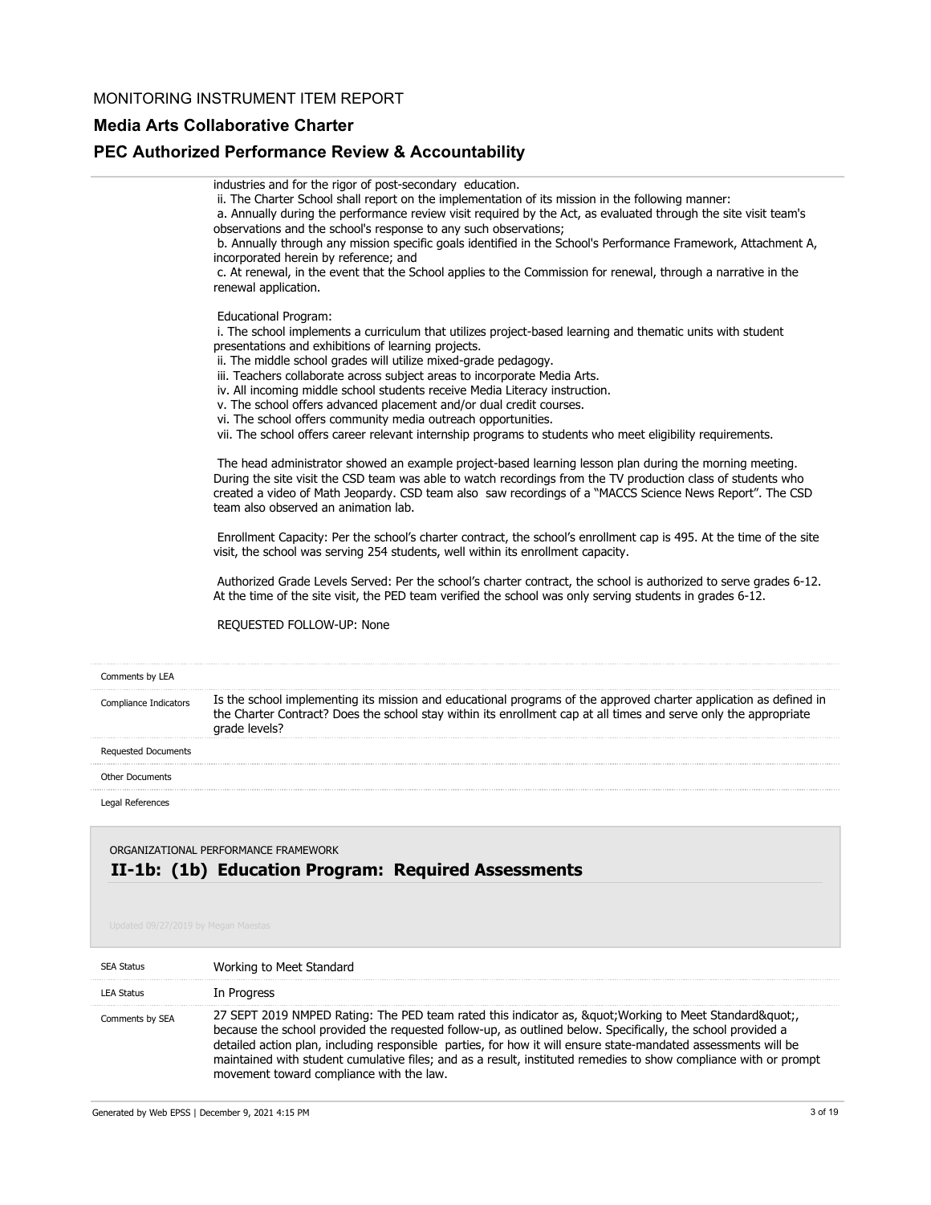industries and for the rigor of post-secondary education.

ii. The Charter School shall report on the implementation of its mission in the following manner:

a. Annually during the performance review visit required by the Act, as evaluated through the site visit team's observations and the school's response to any such observations;

b. Annually through any mission specific goals identified in the School's Performance Framework, Attachment A, incorporated herein by reference; and

c. At renewal, in the event that the School applies to the Commission for renewal, through a narrative in the renewal application.

Educational Program:

i. The school implements a curriculum that utilizes project-based learning and thematic units with student presentations and exhibitions of learning projects.

ii. The middle school grades will utilize mixed-grade pedagogy.

iii. Teachers collaborate across subject areas to incorporate Media Arts.

iv. All incoming middle school students receive Media Literacy instruction.

v. The school offers advanced placement and/or dual credit courses.

vi. The school offers community media outreach opportunities.

vii. The school offers career relevant internship programs to students who meet eligibility requirements.

The head administrator showed an example project-based learning lesson plan during the morning meeting. During the site visit the CSD team was able to watch recordings from the TV production class of students who created a video of Math Jeopardy. CSD team also saw recordings of a "MACCS Science News Report". The CSD team also observed an animation lab.

Enrollment Capacity: Per the school's charter contract, the school's enrollment cap is 495. At the time of the site visit, the school was serving 254 students, well within its enrollment capacity.

Authorized Grade Levels Served: Per the school's charter contract, the school is authorized to serve grades 6-12. At the time of the site visit, the PED team verified the school was only serving students in grades 6-12.

REQUESTED FOLLOW-UP: None

| | |
|---|---|
| Comments by LEA | |
| Compliance Indicators | Is the school implementing its mission and educational programs of the approved charter application as defined in the Charter Contract? Does the school stay within its enrollment cap at all times and serve only the appropriate grade levels? |
| Requested Documents | |
| Other Documents | |
| Legal References | |

ORGANIZATIONAL PERFORMANCE FRAMEWORK

## II-1b: (1b) Education Program: Required Assessments

Updated 09/27/2019 by Megan Maestas

| | |
|---|---|
| SEA Status | Working to Meet Standard |
| LEA Status | In Progress |
| Comments by SEA | 27 SEPT 2019 NMPED Rating: The PED team rated this indicator as, &quot;Working to Meet Standard&quot;, because the school provided the requested follow-up, as outlined below. Specifically, the school provided a detailed action plan, including responsible parties, for how it will ensure state-mandated assessments will be maintained with student cumulative files; and as a result, instituted remedies to show compliance with or prompt movement toward compliance with the law. |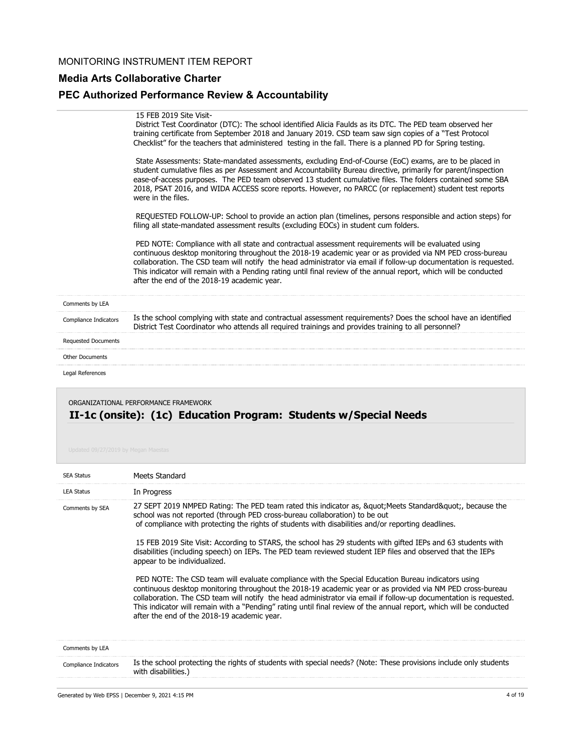MONITORING INSTRUMENT ITEM REPORT

**Media Arts Collaborative Charter**

**PEC Authorized Performance Review & Accountability**

15 FEB 2019 Site Visit-

District Test Coordinator (DTC): The school identified Alicia Faulds as its DTC. The PED team observed her training certificate from September 2018 and January 2019. CSD team saw sign copies of a "Test Protocol Checklist" for the teachers that administered testing in the fall. There is a planned PD for Spring testing.

State Assessments: State-mandated assessments, excluding End-of-Course (EoC) exams, are to be placed in student cumulative files as per Assessment and Accountability Bureau directive, primarily for parent/inspection ease-of-access purposes. The PED team observed 13 student cumulative files. The folders contained some SBA 2018, PSAT 2016, and WIDA ACCESS score reports. However, no PARCC (or replacement) student test reports were in the files.

REQUESTED FOLLOW-UP: School to provide an action plan (timelines, persons responsible and action steps) for filing all state-mandated assessment results (excluding EOCs) in student cum folders.

PED NOTE: Compliance with all state and contractual assessment requirements will be evaluated using continuous desktop monitoring throughout the 2018-19 academic year or as provided via NM PED cross-bureau collaboration. The CSD team will notify the head administrator via email if follow-up documentation is requested. This indicator will remain with a Pending rating until final review of the annual report, which will be conducted after the end of the 2018-19 academic year.

| | |
|---|---|
| Comments by LEA | |
| Compliance Indicators | Is the school complying with state and contractual assessment requirements? Does the school have an identified District Test Coordinator who attends all required trainings and provides training to all personnel? |
| Requested Documents | |
| Other Documents | |
| Legal References | |

ORGANIZATIONAL PERFORMANCE FRAMEWORK

## II-1c (onsite): (1c) Education Program: Students w/Special Needs

Updated 09/27/2019 by Megan Maestas

| | |
|---|---|
| SEA Status | Meets Standard |
| LEA Status | In Progress |
| Comments by SEA | 27 SEPT 2019 NMPED Rating: The PED team rated this indicator as, &quot;Meets Standard&quot;, because the school was not reported (through PED cross-bureau collaboration) to be out of compliance with protecting the rights of students with disabilities and/or reporting deadlines.<br><br>15 FEB 2019 Site Visit: According to STARS, the school has 29 students with gifted IEPs and 63 students with disabilities (including speech) on IEPs. The PED team reviewed student IEP files and observed that the IEPs appear to be individualized.<br><br>PED NOTE: The CSD team will evaluate compliance with the Special Education Bureau indicators using continuous desktop monitoring throughout the 2018-19 academic year or as provided via NM PED cross-bureau collaboration. The CSD team will notify the head administrator via email if follow-up documentation is requested. This indicator will remain with a "Pending" rating until final review of the annual report, which will be conducted after the end of the 2018-19 academic year. |
| Comments by LEA | |
| Compliance Indicators | Is the school protecting the rights of students with special needs? (Note: These provisions include only students with disabilities.) |

Generated by Web EPSS | December 9, 2021 4:15 PM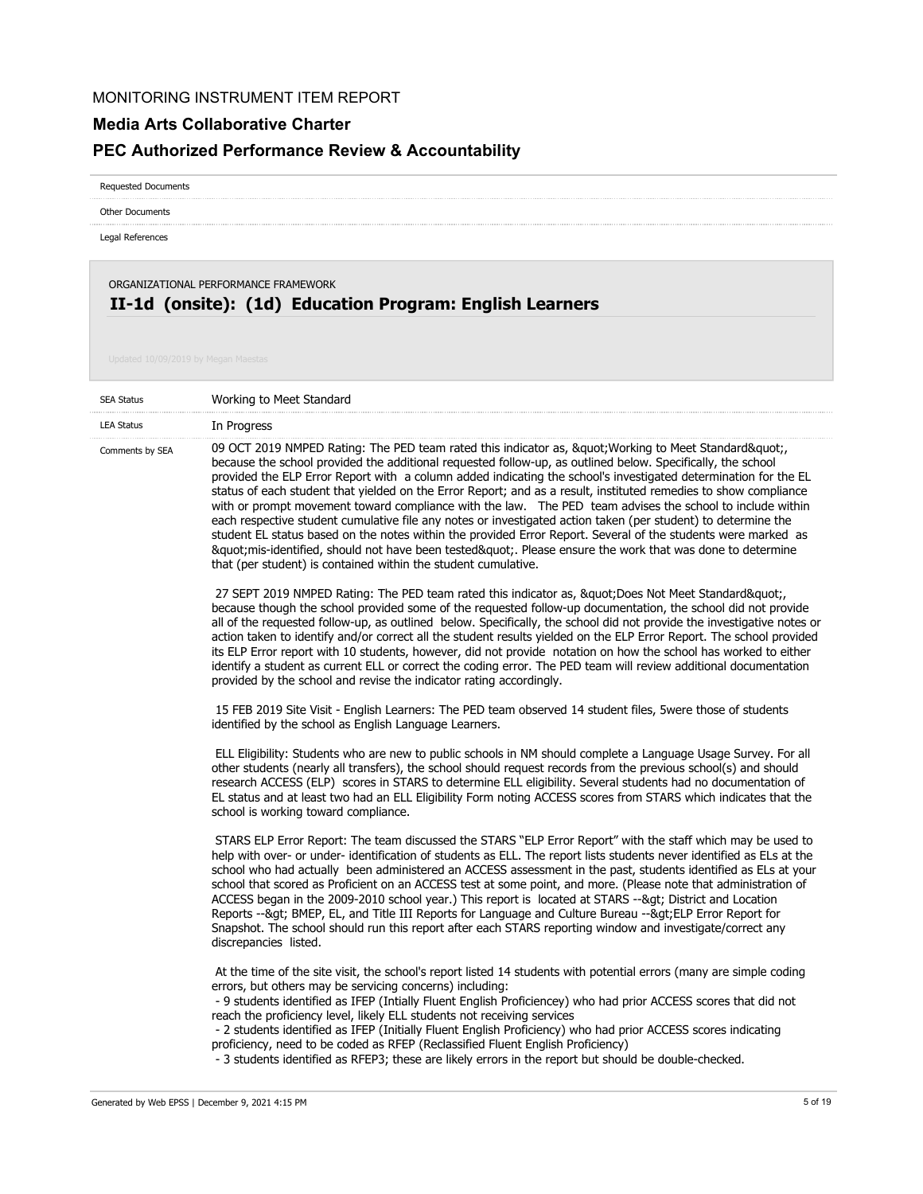MONITORING INSTRUMENT ITEM REPORT

**Media Arts Collaborative Charter**

**PEC Authorized Performance Review & Accountability**

Requested Documents

Other Documents

Legal References

ORGANIZATIONAL PERFORMANCE FRAMEWORK

## II-1d (onsite): (1d) Education Program: English Learners

Updated 10/09/2019 by Megan Maestas

| | |
|---|---|
| SEA Status | Working to Meet Standard |
| LEA Status | In Progress |

Comments by SEA

09 OCT 2019 NMPED Rating: The PED team rated this indicator as, &quot;Working to Meet Standard&quot;, because the school provided the additional requested follow-up, as outlined below. Specifically, the school provided the ELP Error Report with a column added indicating the school's investigated determination for the EL status of each student that yielded on the Error Report; and as a result, instituted remedies to show compliance with or prompt movement toward compliance with the law. The PED team advises the school to include within each respective student cumulative file any notes or investigated action taken (per student) to determine the student EL status based on the notes within the provided Error Report. Several of the students were marked as &quot;mis-identified, should not have been tested&quot;. Please ensure the work that was done to determine that (per student) is contained within the student cumulative.

27 SEPT 2019 NMPED Rating: The PED team rated this indicator as, &quot;Does Not Meet Standard&quot;, because though the school provided some of the requested follow-up documentation, the school did not provide all of the requested follow-up, as outlined below. Specifically, the school did not provide the investigative notes or action taken to identify and/or correct all the student results yielded on the ELP Error Report. The school provided its ELP Error report with 10 students, however, did not provide notation on how the school has worked to either identify a student as current ELL or correct the coding error. The PED team will review additional documentation provided by the school and revise the indicator rating accordingly.

15 FEB 2019 Site Visit - English Learners: The PED team observed 14 student files, 5were those of students identified by the school as English Language Learners.

ELL Eligibility: Students who are new to public schools in NM should complete a Language Usage Survey. For all other students (nearly all transfers), the school should request records from the previous school(s) and should research ACCESS (ELP) scores in STARS to determine ELL eligibility. Several students had no documentation of EL status and at least two had an ELL Eligibility Form noting ACCESS scores from STARS which indicates that the school is working toward compliance.

STARS ELP Error Report: The team discussed the STARS "ELP Error Report" with the staff which may be used to help with over- or under- identification of students as ELL. The report lists students never identified as ELs at the school who had actually been administered an ACCESS assessment in the past, students identified as ELs at your school that scored as Proficient on an ACCESS test at some point, and more. (Please note that administration of ACCESS began in the 2009-2010 school year.) This report is located at STARS --&gt; District and Location Reports --&gt; BMEP, EL, and Title III Reports for Language and Culture Bureau --&gt;ELP Error Report for Snapshot. The school should run this report after each STARS reporting window and investigate/correct any discrepancies listed.

At the time of the site visit, the school's report listed 14 students with potential errors (many are simple coding errors, but others may be servicing concerns) including:

- 9 students identified as IFEP (Intially Fluent English Proficiencey) who had prior ACCESS scores that did not reach the proficiency level, likely ELL students not receiving services
- 2 students identified as IFEP (Initially Fluent English Proficiency) who had prior ACCESS scores indicating proficiency, need to be coded as RFEP (Reclassified Fluent English Proficiency)
- 3 students identified as RFEP3; these are likely errors in the report but should be double-checked.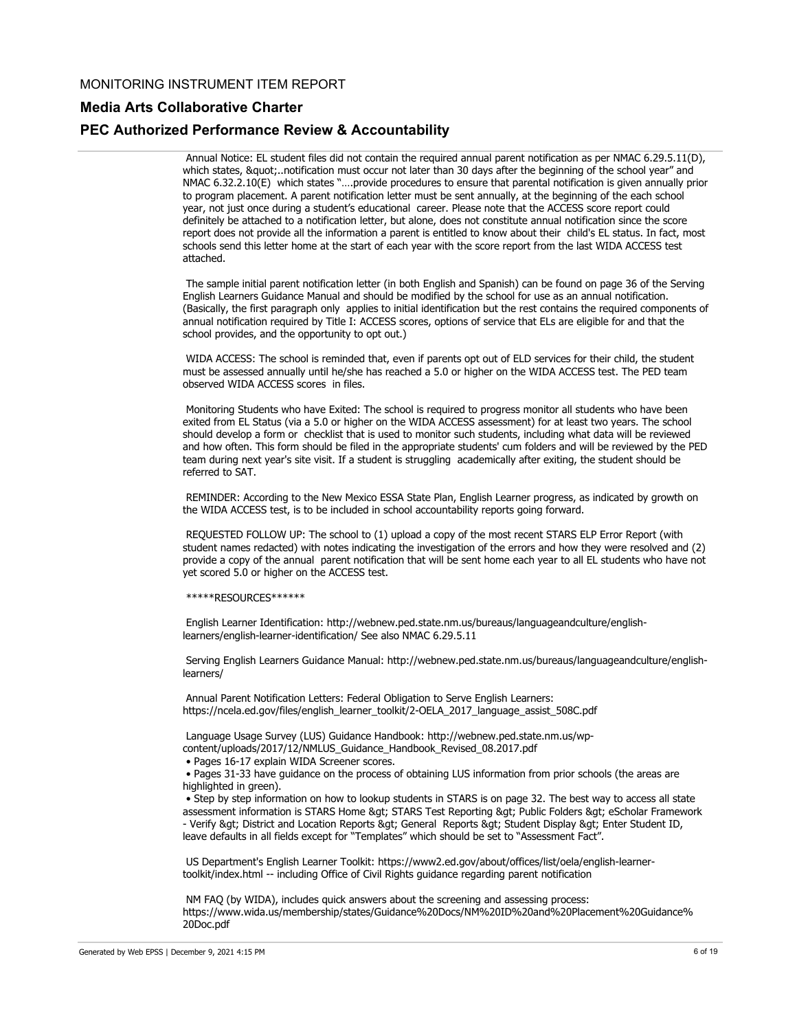MONITORING INSTRUMENT ITEM REPORT

## Media Arts Collaborative Charter

## PEC Authorized Performance Review & Accountability

Annual Notice: EL student files did not contain the required annual parent notification as per NMAC 6.29.5.11(D), which states, &quot;..notification must occur not later than 30 days after the beginning of the school year" and NMAC 6.32.2.10(E) which states "….provide procedures to ensure that parental notification is given annually prior to program placement. A parent notification letter must be sent annually, at the beginning of the each school year, not just once during a student's educational career. Please note that the ACCESS score report could definitely be attached to a notification letter, but alone, does not constitute annual notification since the score report does not provide all the information a parent is entitled to know about their child's EL status. In fact, most schools send this letter home at the start of each year with the score report from the last WIDA ACCESS test attached.

The sample initial parent notification letter (in both English and Spanish) can be found on page 36 of the Serving English Learners Guidance Manual and should be modified by the school for use as an annual notification. (Basically, the first paragraph only applies to initial identification but the rest contains the required components of annual notification required by Title I: ACCESS scores, options of service that ELs are eligible for and that the school provides, and the opportunity to opt out.)

WIDA ACCESS: The school is reminded that, even if parents opt out of ELD services for their child, the student must be assessed annually until he/she has reached a 5.0 or higher on the WIDA ACCESS test. The PED team observed WIDA ACCESS scores in files.

Monitoring Students who have Exited: The school is required to progress monitor all students who have been exited from EL Status (via a 5.0 or higher on the WIDA ACCESS assessment) for at least two years. The school should develop a form or checklist that is used to monitor such students, including what data will be reviewed and how often. This form should be filed in the appropriate students' cum folders and will be reviewed by the PED team during next year's site visit. If a student is struggling academically after exiting, the student should be referred to SAT.

REMINDER: According to the New Mexico ESSA State Plan, English Learner progress, as indicated by growth on the WIDA ACCESS test, is to be included in school accountability reports going forward.

REQUESTED FOLLOW UP: The school to (1) upload a copy of the most recent STARS ELP Error Report (with student names redacted) with notes indicating the investigation of the errors and how they were resolved and (2) provide a copy of the annual parent notification that will be sent home each year to all EL students who have not yet scored 5.0 or higher on the ACCESS test.

*****RESOURCES******

English Learner Identification: http://webnew.ped.state.nm.us/bureaus/languageandculture/english-learners/english-learner-identification/ See also NMAC 6.29.5.11

Serving English Learners Guidance Manual: http://webnew.ped.state.nm.us/bureaus/languageandculture/english-learners/

Annual Parent Notification Letters: Federal Obligation to Serve English Learners: https://ncela.ed.gov/files/english_learner_toolkit/2-OELA_2017_language_assist_508C.pdf

Language Usage Survey (LUS) Guidance Handbook: http://webnew.ped.state.nm.us/wp-content/uploads/2017/12/NMLUS_Guidance_Handbook_Revised_08.2017.pdf

- Pages 16-17 explain WIDA Screener scores.
- Pages 31-33 have guidance on the process of obtaining LUS information from prior schools (the areas are highlighted in green).
- Step by step information on how to lookup students in STARS is on page 32. The best way to access all state assessment information is STARS Home &gt; STARS Test Reporting &gt; Public Folders &gt; eScholar Framework - Verify &gt; District and Location Reports &gt; General Reports &gt; Student Display &gt; Enter Student ID, leave defaults in all fields except for "Templates" which should be set to "Assessment Fact".

US Department's English Learner Toolkit: https://www2.ed.gov/about/offices/list/oela/english-learner-toolkit/index.html -- including Office of Civil Rights guidance regarding parent notification

NM FAQ (by WIDA), includes quick answers about the screening and assessing process: https://www.wida.us/membership/states/Guidance%20Docs/NM%20ID%20and%20Placement%20Guidance%20Doc.pdf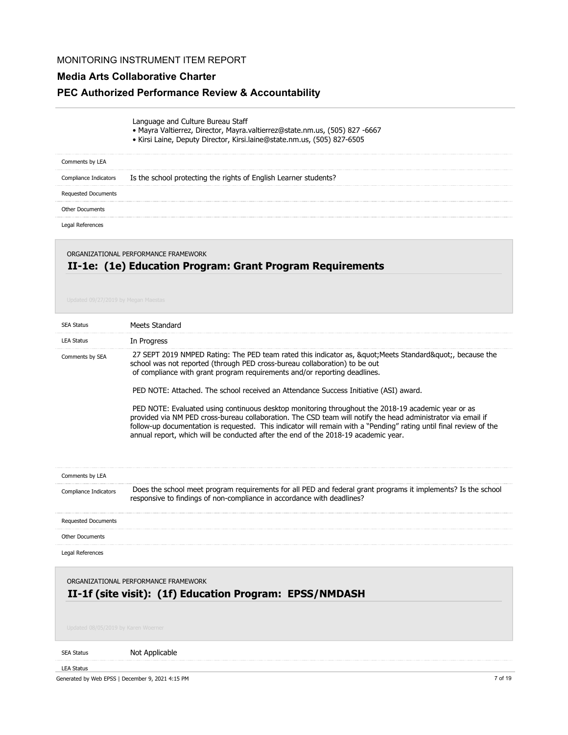Language and Culture Bureau Staff

- Mayra Valtierrez, Director, Mayra.valtierrez@state.nm.us, (505) 827 -6667
- Kirsi Laine, Deputy Director, Kirsi.laine@state.nm.us, (505) 827-6505

| | |
|---|---|
| Comments by LEA | |
| Compliance Indicators | Is the school protecting the rights of English Learner students? |
| Requested Documents | |
| Other Documents | |
| Legal References | |

ORGANIZATIONAL PERFORMANCE FRAMEWORK

## II-1e: (1e) Education Program: Grant Program Requirements

Updated 09/27/2019 by Megan Maestas

| | |
|---|---|
| SEA Status | Meets Standard |
| LEA Status | In Progress |
| Comments by SEA | 27 SEPT 2019 NMPED Rating: The PED team rated this indicator as, &quot;Meets Standard&quot;, because the school was not reported (through PED cross-bureau collaboration) to be out of compliance with grant program requirements and/or reporting deadlines. <br><br> PED NOTE: Attached. The school received an Attendance Success Initiative (ASI) award. <br><br> PED NOTE: Evaluated using continuous desktop monitoring throughout the 2018-19 academic year or as provided via NM PED cross-bureau collaboration. The CSD team will notify the head administrator via email if follow-up documentation is requested. This indicator will remain with a "Pending" rating until final review of the annual report, which will be conducted after the end of the 2018-19 academic year. |
| Comments by LEA | |
| Compliance Indicators | Does the school meet program requirements for all PED and federal grant programs it implements? Is the school responsive to findings of non-compliance in accordance with deadlines? |
| Requested Documents | |
| Other Documents | |
| Legal References | |

ORGANIZATIONAL PERFORMANCE FRAMEWORK

## II-1f (site visit): (1f) Education Program: EPSS/NMDASH

Updated 08/05/2019 by Karen Woerner

| | |
|---|---|
| SEA Status | Not Applicable |
| LEA Status | |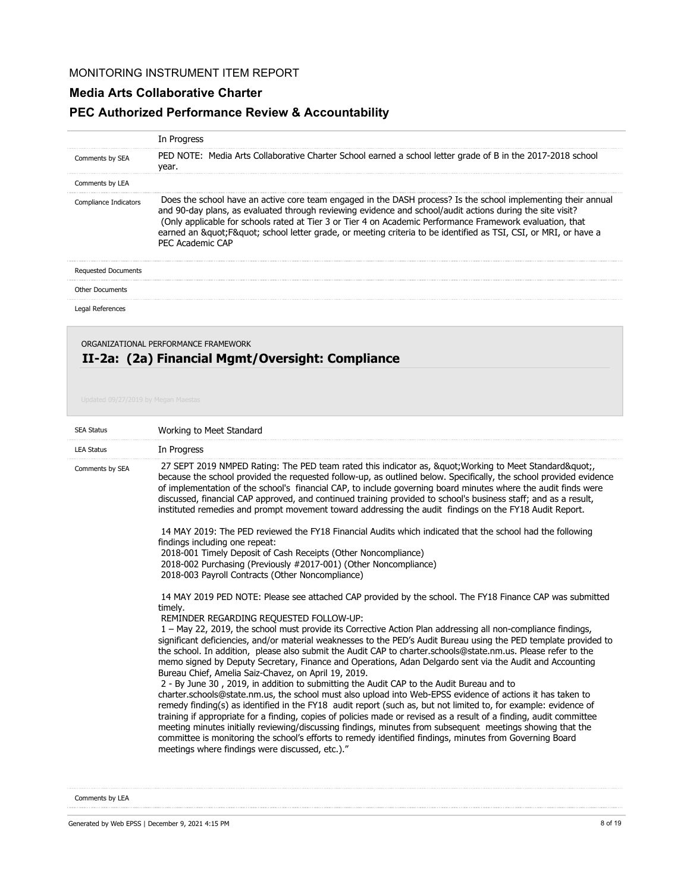MONITORING INSTRUMENT ITEM REPORT

**Media Arts Collaborative Charter**

**PEC Authorized Performance Review & Accountability**

| | |
|---|---|
| | In Progress |
| Comments by SEA | PED NOTE: Media Arts Collaborative Charter School earned a school letter grade of B in the 2017-2018 school year. |
| Comments by LEA | |
| Compliance Indicators | Does the school have an active core team engaged in the DASH process? Is the school implementing their annual and 90-day plans, as evaluated through reviewing evidence and school/audit actions during the site visit? (Only applicable for schools rated at Tier 3 or Tier 4 on Academic Performance Framework evaluation, that earned an &quot;F&quot; school letter grade, or meeting criteria to be identified as TSI, CSI, or MRI, or have a PEC Academic CAP |
| Requested Documents | |
| Other Documents | |
| Legal References | |

ORGANIZATIONAL PERFORMANCE FRAMEWORK

## II-2a: (2a) Financial Mgmt/Oversight: Compliance

Updated 09/27/2019 by Megan Maestas

| | |
|---|---|
| SEA Status | Working to Meet Standard |
| LEA Status | In Progress |
| Comments by SEA | 27 SEPT 2019 NMPED Rating: The PED team rated this indicator as, &quot;Working to Meet Standard&quot;, because the school provided the requested follow-up, as outlined below. Specifically, the school provided evidence of implementation of the school's financial CAP, to include governing board minutes where the audit finds were discussed, financial CAP approved, and continued training provided to school's business staff; and as a result, instituted remedies and prompt movement toward addressing the audit findings on the FY18 Audit Report.<br><br>14 MAY 2019: The PED reviewed the FY18 Financial Audits which indicated that the school had the following findings including one repeat:<br>2018-001 Timely Deposit of Cash Receipts (Other Noncompliance)<br>2018-002 Purchasing (Previously #2017-001) (Other Noncompliance)<br>2018-003 Payroll Contracts (Other Noncompliance)<br><br>14 MAY 2019 PED NOTE: Please see attached CAP provided by the school. The FY18 Finance CAP was submitted timely.<br>REMINDER REGARDING REQUESTED FOLLOW-UP:<br>1 – May 22, 2019, the school must provide its Corrective Action Plan addressing all non-compliance findings, significant deficiencies, and/or material weaknesses to the PED's Audit Bureau using the PED template provided to the school. In addition, please also submit the Audit CAP to charter.schools@state.nm.us. Please refer to the memo signed by Deputy Secretary, Finance and Operations, Adan Delgardo sent via the Audit and Accounting Bureau Chief, Amelia Saiz-Chavez, on April 19, 2019.<br>2 - By June 30 , 2019, in addition to submitting the Audit CAP to the Audit Bureau and to charter.schools@state.nm.us, the school must also upload into Web-EPSS evidence of actions it has taken to remedy finding(s) as identified in the FY18 audit report (such as, but not limited to, for example: evidence of training if appropriate for a finding, copies of policies made or revised as a result of a finding, audit committee meeting minutes initially reviewing/discussing findings, minutes from subsequent meetings showing that the committee is monitoring the school's efforts to remedy identified findings, minutes from Governing Board meetings where findings were discussed, etc.)." |
| Comments by LEA | |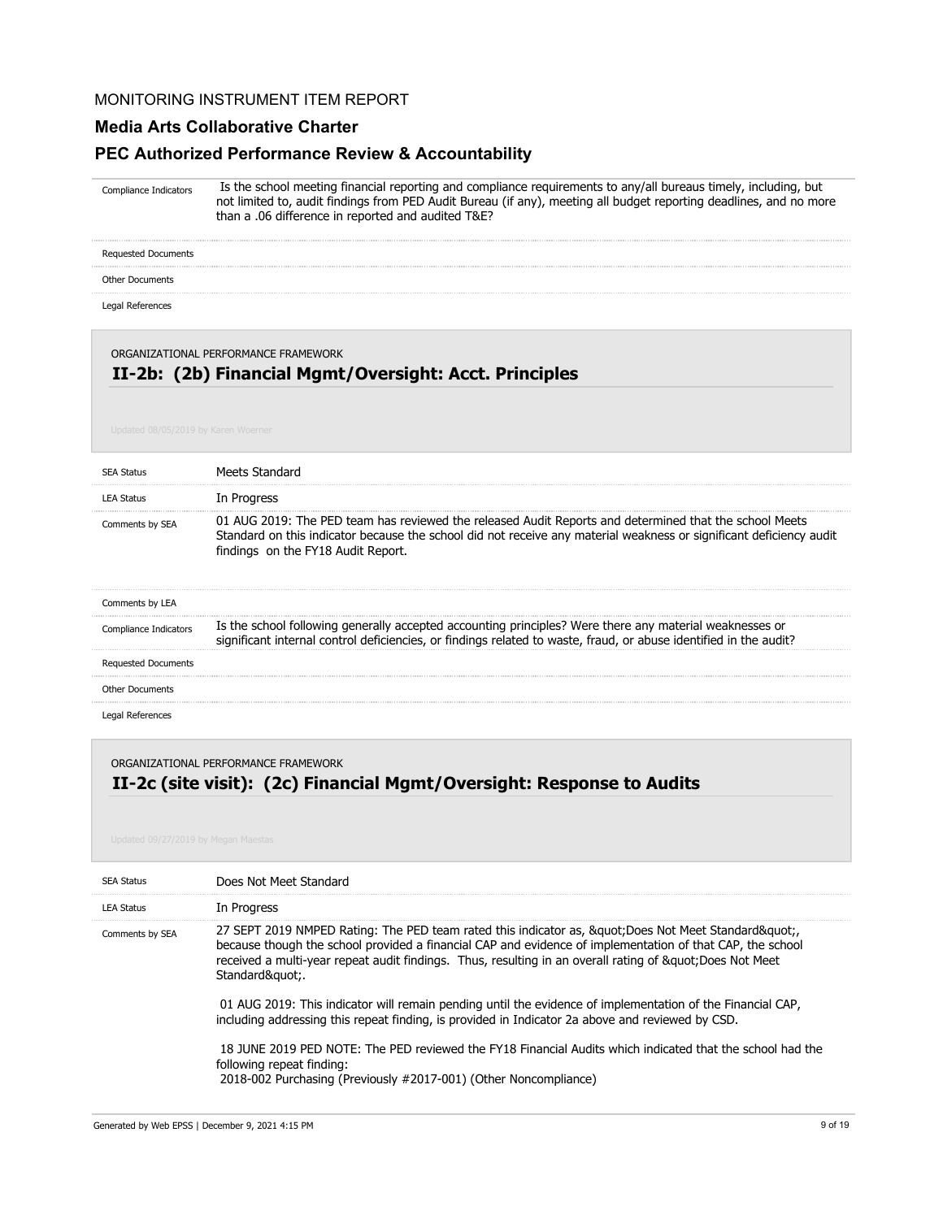MONITORING INSTRUMENT ITEM REPORT

**Media Arts Collaborative Charter**

**PEC Authorized Performance Review & Accountability**

| | |
|---|---|
| Compliance Indicators | Is the school meeting financial reporting and compliance requirements to any/all bureaus timely, including, but not limited to, audit findings from PED Audit Bureau (if any), meeting all budget reporting deadlines, and no more than a .06 difference in reported and audited T&E? |
| Requested Documents | |
| Other Documents | |
| Legal References | |

ORGANIZATIONAL PERFORMANCE FRAMEWORK

## II-2b: (2b) Financial Mgmt/Oversight: Acct. Principles

Updated 08/05/2019 by Karen Woerner

| | |
|---|---|
| SEA Status | Meets Standard |
| LEA Status | In Progress |
| Comments by SEA | 01 AUG 2019: The PED team has reviewed the released Audit Reports and determined that the school Meets Standard on this indicator because the school did not receive any material weakness or significant deficiency audit findings on the FY18 Audit Report. |
| Comments by LEA | |
| Compliance Indicators | Is the school following generally accepted accounting principles? Were there any material weaknesses or significant internal control deficiencies, or findings related to waste, fraud, or abuse identified in the audit? |
| Requested Documents | |
| Other Documents | |
| Legal References | |

ORGANIZATIONAL PERFORMANCE FRAMEWORK

## II-2c (site visit): (2c) Financial Mgmt/Oversight: Response to Audits

Updated 09/27/2019 by Megan Maestas

| | |
|---|---|
| SEA Status | Does Not Meet Standard |
| LEA Status | In Progress |
| Comments by SEA | 27 SEPT 2019 NMPED Rating: The PED team rated this indicator as, &quot;Does Not Meet Standard&quot;, because though the school provided a financial CAP and evidence of implementation of that CAP, the school received a multi-year repeat audit findings. Thus, resulting in an overall rating of &quot;Does Not Meet Standard&quot;.<br><br>01 AUG 2019: This indicator will remain pending until the evidence of implementation of the Financial CAP, including addressing this repeat finding, is provided in Indicator 2a above and reviewed by CSD.<br><br>18 JUNE 2019 PED NOTE: The PED reviewed the FY18 Financial Audits which indicated that the school had the following repeat finding:<br>2018-002 Purchasing (Previously #2017-001) (Other Noncompliance) |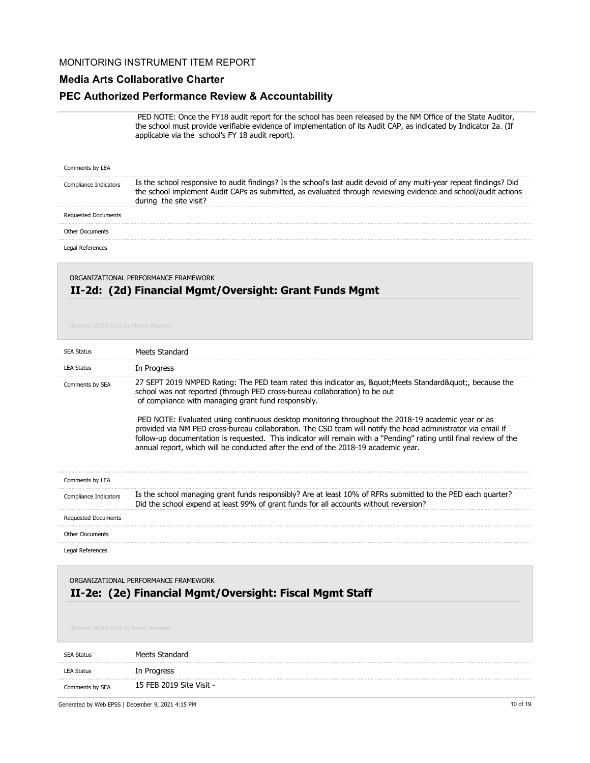PED NOTE: Once the FY18 audit report for the school has been released by the NM Office of the State Auditor, the school must provide verifiable evidence of implementation of its Audit CAP, as indicated by Indicator 2a. (If applicable via the school's FY 18 audit report).

| | |
|---|---|
| Comments by LEA | |
| Compliance Indicators | Is the school responsive to audit findings? Is the school's last audit devoid of any multi-year repeat findings? Did the school implement Audit CAPs as submitted, as evaluated through reviewing evidence and school/audit actions during the site visit? |
| Requested Documents | |
| Other Documents | |
| Legal References | |

ORGANIZATIONAL PERFORMANCE FRAMEWORK

## II-2d: (2d) Financial Mgmt/Oversight: Grant Funds Mgmt

Updated 09/27/2019 by Megan Maestas

| | |
|---|---|
| SEA Status | Meets Standard |
| LEA Status | In Progress |
| Comments by SEA | 27 SEPT 2019 NMPED Rating: The PED team rated this indicator as, &quot;Meets Standard&quot;, because the school was not reported (through PED cross-bureau collaboration) to be out of compliance with managing grant fund responsibly.<br><br>PED NOTE: Evaluated using continuous desktop monitoring throughout the 2018-19 academic year or as provided via NM PED cross-bureau collaboration. The CSD team will notify the head administrator via email if follow-up documentation is requested. This indicator will remain with a "Pending" rating until final review of the annual report, which will be conducted after the end of the 2018-19 academic year. |
| Comments by LEA | |
| Compliance Indicators | Is the school managing grant funds responsibly? Are at least 10% of RFRs submitted to the PED each quarter? Did the school expend at least 99% of grant funds for all accounts without reversion? |
| Requested Documents | |
| Other Documents | |
| Legal References | |

ORGANIZATIONAL PERFORMANCE FRAMEWORK

## II-2e: (2e) Financial Mgmt/Oversight: Fiscal Mgmt Staff

Updated 08/05/2019 by Karen Woerner

| | |
|---|---|
| SEA Status | Meets Standard |
| LEA Status | In Progress |
| Comments by SEA | 15 FEB 2019 Site Visit - |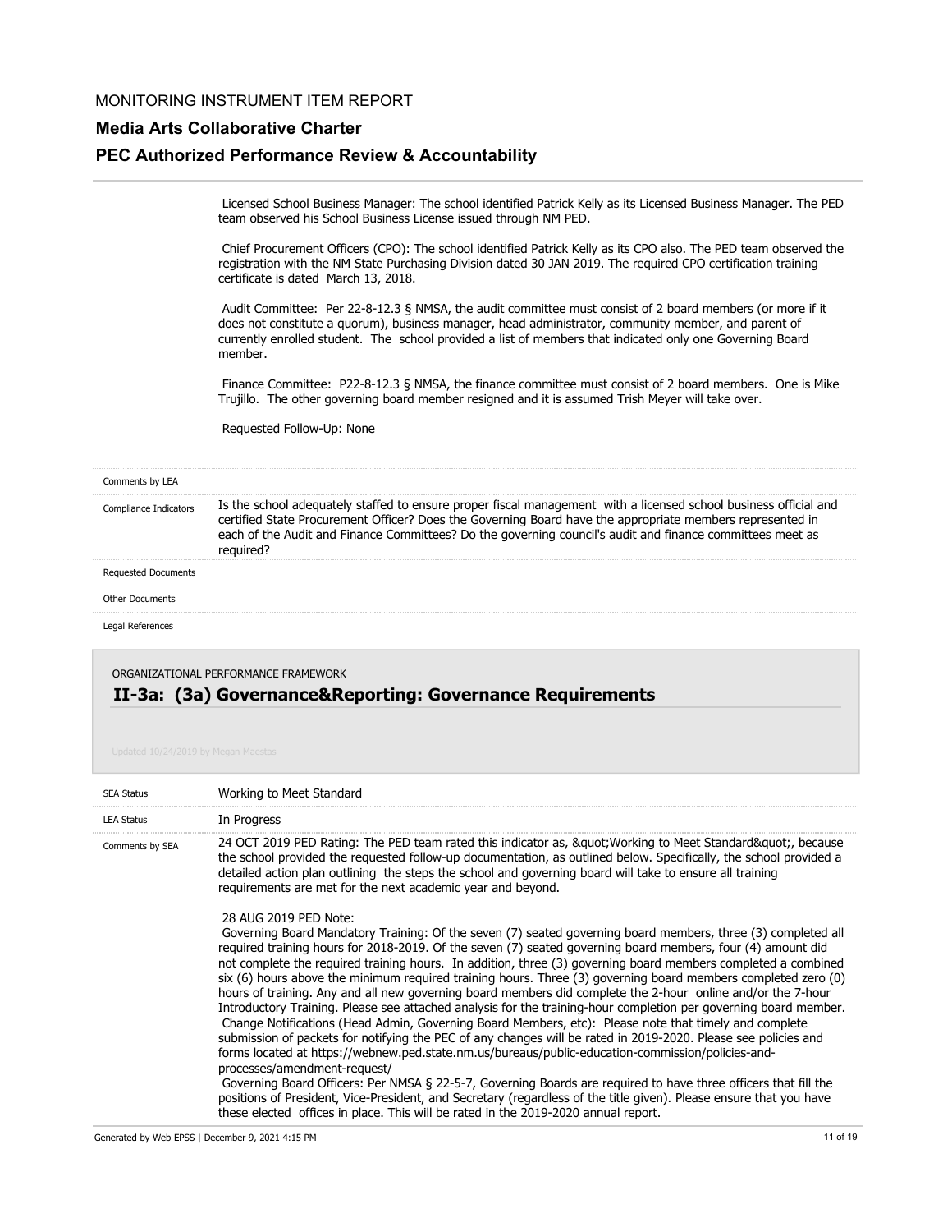Licensed School Business Manager: The school identified Patrick Kelly as its Licensed Business Manager. The PED team observed his School Business License issued through NM PED.

Chief Procurement Officers (CPO): The school identified Patrick Kelly as its CPO also. The PED team observed the registration with the NM State Purchasing Division dated 30 JAN 2019. The required CPO certification training certificate is dated March 13, 2018.

Audit Committee: Per 22-8-12.3 § NMSA, the audit committee must consist of 2 board members (or more if it does not constitute a quorum), business manager, head administrator, community member, and parent of currently enrolled student. The school provided a list of members that indicated only one Governing Board member.

Finance Committee: P22-8-12.3 § NMSA, the finance committee must consist of 2 board members. One is Mike Trujillo. The other governing board member resigned and it is assumed Trish Meyer will take over.

Requested Follow-Up: None

| | |
|---|---|
| Comments by LEA | |
| Compliance Indicators | Is the school adequately staffed to ensure proper fiscal management with a licensed school business official and certified State Procurement Officer? Does the Governing Board have the appropriate members represented in each of the Audit and Finance Committees? Do the governing council's audit and finance committees meet as required? |
| Requested Documents | |
| Other Documents | |
| Legal References | |

ORGANIZATIONAL PERFORMANCE FRAMEWORK

## II-3a: (3a) Governance&Reporting: Governance Requirements

Updated 10/24/2019 by Megan Maestas

| | |
|---|---|
| SEA Status | Working to Meet Standard |
| LEA Status | In Progress |

**Comments by SEA**

24 OCT 2019 PED Rating: The PED team rated this indicator as, &quot;Working to Meet Standard&quot;, because the school provided the requested follow-up documentation, as outlined below. Specifically, the school provided a detailed action plan outlining the steps the school and governing board will take to ensure all training requirements are met for the next academic year and beyond.

28 AUG 2019 PED Note:

Governing Board Mandatory Training: Of the seven (7) seated governing board members, three (3) completed all required training hours for 2018-2019. Of the seven (7) seated governing board members, four (4) amount did not complete the required training hours. In addition, three (3) governing board members completed a combined six (6) hours above the minimum required training hours. Three (3) governing board members completed zero (0) hours of training. Any and all new governing board members did complete the 2-hour online and/or the 7-hour Introductory Training. Please see attached analysis for the training-hour completion per governing board member.

Change Notifications (Head Admin, Governing Board Members, etc): Please note that timely and complete submission of packets for notifying the PEC of any changes will be rated in 2019-2020. Please see policies and forms located at https://webnew.ped.state.nm.us/bureaus/public-education-commission/policies-and-processes/amendment-request/

Governing Board Officers: Per NMSA § 22-5-7, Governing Boards are required to have three officers that fill the positions of President, Vice-President, and Secretary (regardless of the title given). Please ensure that you have these elected offices in place. This will be rated in the 2019-2020 annual report.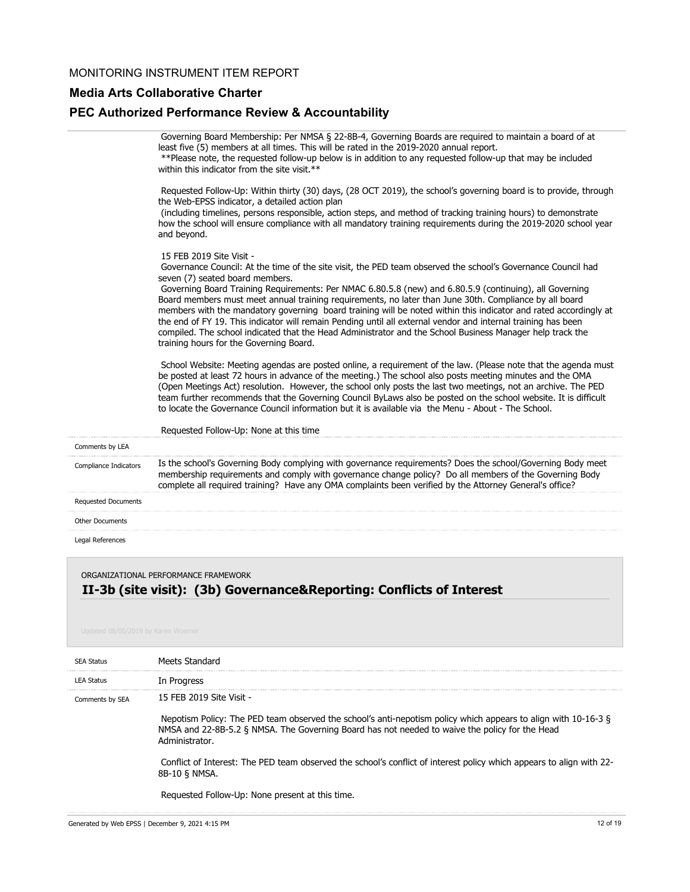Governing Board Membership: Per NMSA § 22-8B-4, Governing Boards are required to maintain a board of at least five (5) members at all times. This will be rated in the 2019-2020 annual report.
**Please note, the requested follow-up below is in addition to any requested follow-up that may be included within this indicator from the site visit.**

Requested Follow-Up: Within thirty (30) days, (28 OCT 2019), the school's governing board is to provide, through the Web-EPSS indicator, a detailed action plan
(including timelines, persons responsible, action steps, and method of tracking training hours) to demonstrate how the school will ensure compliance with all mandatory training requirements during the 2019-2020 school year and beyond.

15 FEB 2019 Site Visit -
Governance Council: At the time of the site visit, the PED team observed the school's Governance Council had seven (7) seated board members.
Governing Board Training Requirements: Per NMAC 6.80.5.8 (new) and 6.80.5.9 (continuing), all Governing Board members must meet annual training requirements, no later than June 30th. Compliance by all board members with the mandatory governing board training will be noted within this indicator and rated accordingly at the end of FY 19. This indicator will remain Pending until all external vendor and internal training has been compiled. The school indicated that the Head Administrator and the School Business Manager help track the training hours for the Governing Board.

School Website: Meeting agendas are posted online, a requirement of the law. (Please note that the agenda must be posted at least 72 hours in advance of the meeting.) The school also posts meeting minutes and the OMA (Open Meetings Act) resolution. However, the school only posts the last two meetings, not an archive. The PED team further recommends that the Governing Council ByLaws also be posted on the school website. It is difficult to locate the Governance Council information but it is available via the Menu - About - The School.

Requested Follow-Up: None at this time

| | |
|---|---|
| Comments by LEA | |
| Compliance Indicators | Is the school's Governing Body complying with governance requirements? Does the school/Governing Body meet membership requirements and comply with governance change policy? Do all members of the Governing Body complete all required training? Have any OMA complaints been verified by the Attorney General's office? |
| Requested Documents | |
| Other Documents | |
| Legal References | |

ORGANIZATIONAL PERFORMANCE FRAMEWORK

## II-3b (site visit): (3b) Governance&Reporting: Conflicts of Interest

Updated 08/05/2019 by Karen Woerner

| | |
|---|---|
| SEA Status | Meets Standard |
| LEA Status | In Progress |
| Comments by SEA | 15 FEB 2019 Site Visit -<br><br>Nepotism Policy: The PED team observed the school's anti-nepotism policy which appears to align with 10-16-3 § NMSA and 22-8B-5.2 § NMSA. The Governing Board has not needed to waive the policy for the Head Administrator.<br><br>Conflict of Interest: The PED team observed the school's conflict of interest policy which appears to align with 22-8B-10 § NMSA.<br><br>Requested Follow-Up: None present at this time. |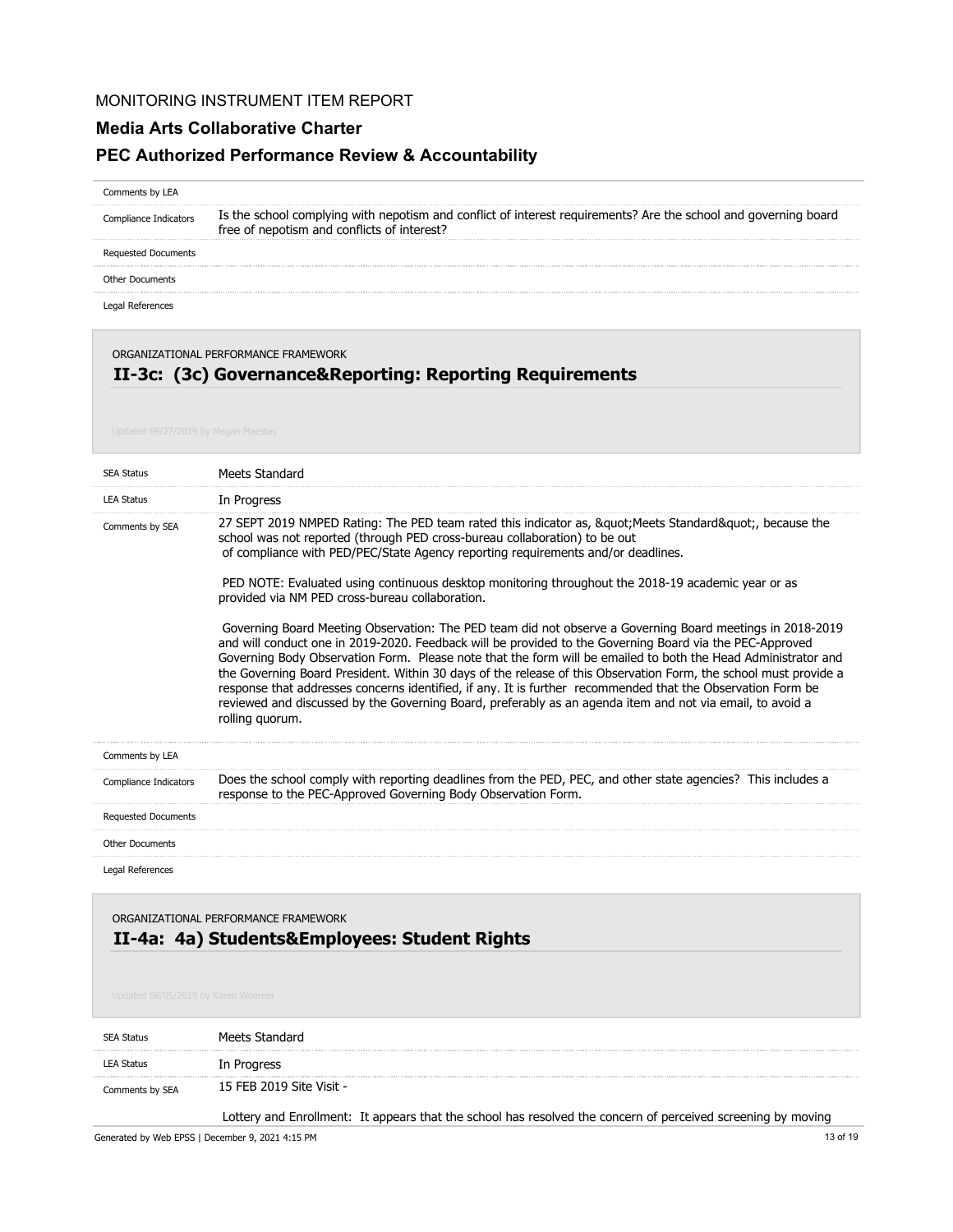| | |
|---|---|
| Comments by LEA | |
| Compliance Indicators | Is the school complying with nepotism and conflict of interest requirements? Are the school and governing board free of nepotism and conflicts of interest? |
| Requested Documents | |
| Other Documents | |
| Legal References | |

ORGANIZATIONAL PERFORMANCE FRAMEWORK

## II-3c: (3c) Governance&Reporting: Reporting Requirements

Updated 09/27/2019 by Megan Maestas

| | |
|---|---|
| SEA Status | Meets Standard |
| LEA Status | In Progress |
| Comments by SEA | 27 SEPT 2019 NMPED Rating: The PED team rated this indicator as, &quot;Meets Standard&quot;, because the school was not reported (through PED cross-bureau collaboration) to be out of compliance with PED/PEC/State Agency reporting requirements and/or deadlines.<br><br>PED NOTE: Evaluated using continuous desktop monitoring throughout the 2018-19 academic year or as provided via NM PED cross-bureau collaboration.<br><br>Governing Board Meeting Observation: The PED team did not observe a Governing Board meetings in 2018-2019 and will conduct one in 2019-2020. Feedback will be provided to the Governing Board via the PEC-Approved Governing Body Observation Form. Please note that the form will be emailed to both the Head Administrator and the Governing Board President. Within 30 days of the release of this Observation Form, the school must provide a response that addresses concerns identified, if any. It is further recommended that the Observation Form be reviewed and discussed by the Governing Board, preferably as an agenda item and not via email, to avoid a rolling quorum. |
| Comments by LEA | |
| Compliance Indicators | Does the school comply with reporting deadlines from the PED, PEC, and other state agencies? This includes a response to the PEC-Approved Governing Body Observation Form. |
| Requested Documents | |
| Other Documents | |
| Legal References | |

ORGANIZATIONAL PERFORMANCE FRAMEWORK

## II-4a: 4a) Students&Employees: Student Rights

Updated 08/05/2019 by Karen Woerner

| | |
|---|---|
| SEA Status | Meets Standard |
| LEA Status | In Progress |
| Comments by SEA | 15 FEB 2019 Site Visit -<br><br>Lottery and Enrollment: It appears that the school has resolved the concern of perceived screening by moving |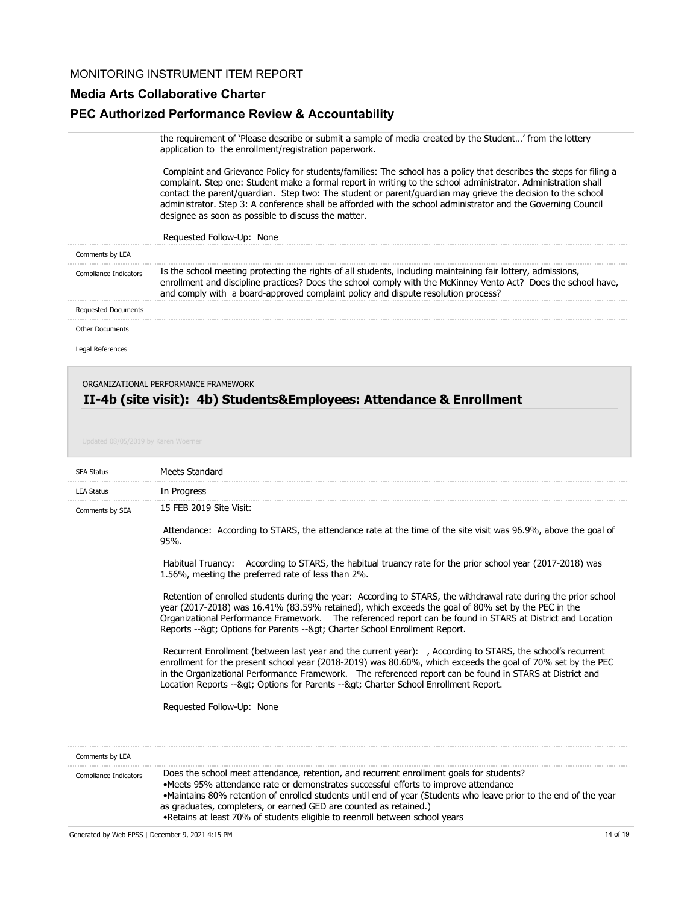the requirement of 'Please describe or submit a sample of media created by the Student…' from the lottery application to the enrollment/registration paperwork.

Complaint and Grievance Policy for students/families: The school has a policy that describes the steps for filing a complaint. Step one: Student make a formal report in writing to the school administrator. Administration shall contact the parent/guardian. Step two: The student or parent/guardian may grieve the decision to the school administrator. Step 3: A conference shall be afforded with the school administrator and the Governing Council designee as soon as possible to discuss the matter.

Requested Follow-Up: None

| | |
|---|---|
| Comments by LEA | |
| Compliance Indicators | Is the school meeting protecting the rights of all students, including maintaining fair lottery, admissions, enrollment and discipline practices? Does the school comply with the McKinney Vento Act? Does the school have, and comply with a board-approved complaint policy and dispute resolution process? |
| Requested Documents | |
| Other Documents | |
| Legal References | |

ORGANIZATIONAL PERFORMANCE FRAMEWORK

## II-4b (site visit): 4b) Students&Employees: Attendance & Enrollment

Updated 08/05/2019 by Karen Woerner

| | |
|---|---|
| SEA Status | Meets Standard |
| LEA Status | In Progress |

**Comments by SEA**

15 FEB 2019 Site Visit:

Attendance: According to STARS, the attendance rate at the time of the site visit was 96.9%, above the goal of 95%.

Habitual Truancy: According to STARS, the habitual truancy rate for the prior school year (2017-2018) was 1.56%, meeting the preferred rate of less than 2%.

Retention of enrolled students during the year: According to STARS, the withdrawal rate during the prior school year (2017-2018) was 16.41% (83.59% retained), which exceeds the goal of 80% set by the PEC in the Organizational Performance Framework. The referenced report can be found in STARS at District and Location Reports --&gt; Options for Parents --&gt; Charter School Enrollment Report.

Recurrent Enrollment (between last year and the current year): , According to STARS, the school's recurrent enrollment for the present school year (2018-2019) was 80.60%, which exceeds the goal of 70% set by the PEC in the Organizational Performance Framework. The referenced report can be found in STARS at District and Location Reports --&gt; Options for Parents --&gt; Charter School Enrollment Report.

Requested Follow-Up: None

**Comments by LEA**

**Compliance Indicators**

Does the school meet attendance, retention, and recurrent enrollment goals for students?

- Meets 95% attendance rate or demonstrates successful efforts to improve attendance
- Maintains 80% retention of enrolled students until end of year (Students who leave prior to the end of the year as graduates, completers, or earned GED are counted as retained.)
- Retains at least 70% of students eligible to reenroll between school years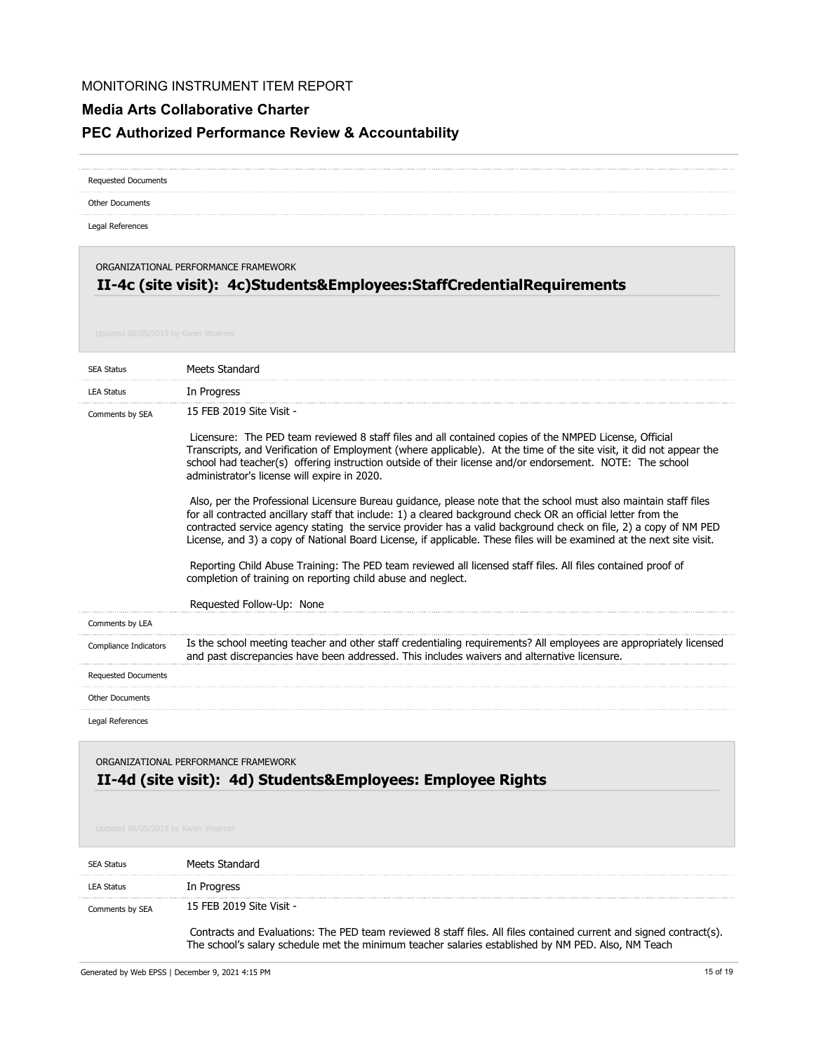MONITORING INSTRUMENT ITEM REPORT

**Media Arts Collaborative Charter**

**PEC Authorized Performance Review & Accountability**

| | |
|---|---|
| Requested Documents | |
| Other Documents | |
| Legal References | |

ORGANIZATIONAL PERFORMANCE FRAMEWORK

## II-4c (site visit): 4c)Students&Employees:StaffCredentialRequirements

Updated 08/05/2019 by Karen Woerner

| | |
|---|---|
| SEA Status | Meets Standard |
| LEA Status | In Progress |
| Comments by SEA | 15 FEB 2019 Site Visit - <br><br> Licensure: The PED team reviewed 8 staff files and all contained copies of the NMPED License, Official Transcripts, and Verification of Employment (where applicable). At the time of the site visit, it did not appear the school had teacher(s) offering instruction outside of their license and/or endorsement. NOTE: The school administrator's license will expire in 2020. <br><br> Also, per the Professional Licensure Bureau guidance, please note that the school must also maintain staff files for all contracted ancillary staff that include: 1) a cleared background check OR an official letter from the contracted service agency stating the service provider has a valid background check on file, 2) a copy of NM PED License, and 3) a copy of National Board License, if applicable. These files will be examined at the next site visit. <br><br> Reporting Child Abuse Training: The PED team reviewed all licensed staff files. All files contained proof of completion of training on reporting child abuse and neglect. <br><br> Requested Follow-Up: None |
| Comments by LEA | |
| Compliance Indicators | Is the school meeting teacher and other staff credentialing requirements? All employees are appropriately licensed and past discrepancies have been addressed. This includes waivers and alternative licensure. |
| Requested Documents | |
| Other Documents | |
| Legal References | |

ORGANIZATIONAL PERFORMANCE FRAMEWORK

## II-4d (site visit): 4d) Students&Employees: Employee Rights

Updated 08/05/2019 by Karen Woerner

| | |
|---|---|
| SEA Status | Meets Standard |
| LEA Status | In Progress |
| Comments by SEA | 15 FEB 2019 Site Visit - <br><br> Contracts and Evaluations: The PED team reviewed 8 staff files. All files contained current and signed contract(s). The school's salary schedule met the minimum teacher salaries established by NM PED. Also, NM Teach |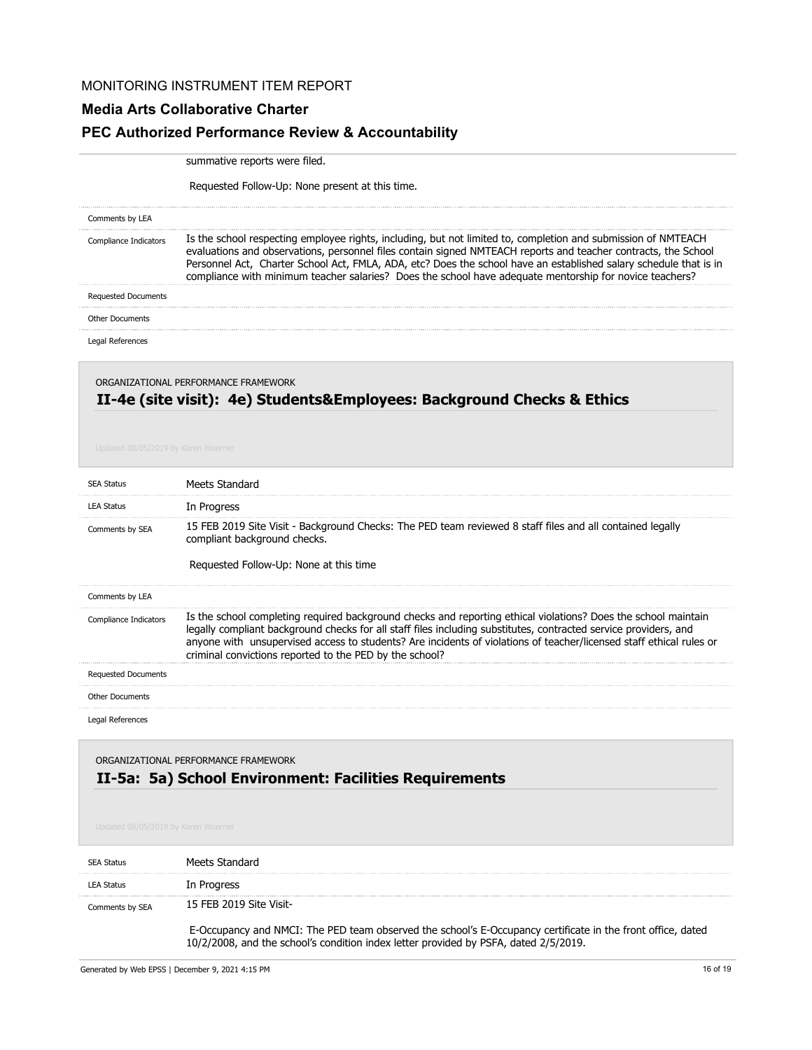summative reports were filed.

Requested Follow-Up: None present at this time.

| | |
|---|---|
| Comments by LEA | |
| Compliance Indicators | Is the school respecting employee rights, including, but not limited to, completion and submission of NMTEACH evaluations and observations, personnel files contain signed NMTEACH reports and teacher contracts, the School Personnel Act, Charter School Act, FMLA, ADA, etc? Does the school have an established salary schedule that is in compliance with minimum teacher salaries? Does the school have adequate mentorship for novice teachers? |
| Requested Documents | |
| Other Documents | |
| Legal References | |

ORGANIZATIONAL PERFORMANCE FRAMEWORK

## II-4e (site visit): 4e) Students&Employees: Background Checks & Ethics

Updated 08/05/2019 by Karen Woerner

| | |
|---|---|
| SEA Status | Meets Standard |
| LEA Status | In Progress |
| Comments by SEA | 15 FEB 2019 Site Visit - Background Checks: The PED team reviewed 8 staff files and all contained legally compliant background checks.<br><br>Requested Follow-Up: None at this time |
| Comments by LEA | |
| Compliance Indicators | Is the school completing required background checks and reporting ethical violations? Does the school maintain legally compliant background checks for all staff files including substitutes, contracted service providers, and anyone with unsupervised access to students? Are incidents of violations of teacher/licensed staff ethical rules or criminal convictions reported to the PED by the school? |
| Requested Documents | |
| Other Documents | |
| Legal References | |

ORGANIZATIONAL PERFORMANCE FRAMEWORK

## II-5a: 5a) School Environment: Facilities Requirements

Updated 08/05/2019 by Karen Woerner

| | |
|---|---|
| SEA Status | Meets Standard |
| LEA Status | In Progress |
| Comments by SEA | 15 FEB 2019 Site Visit-<br><br>E-Occupancy and NMCI: The PED team observed the school's E-Occupancy certificate in the front office, dated 10/2/2008, and the school's condition index letter provided by PSFA, dated 2/5/2019. |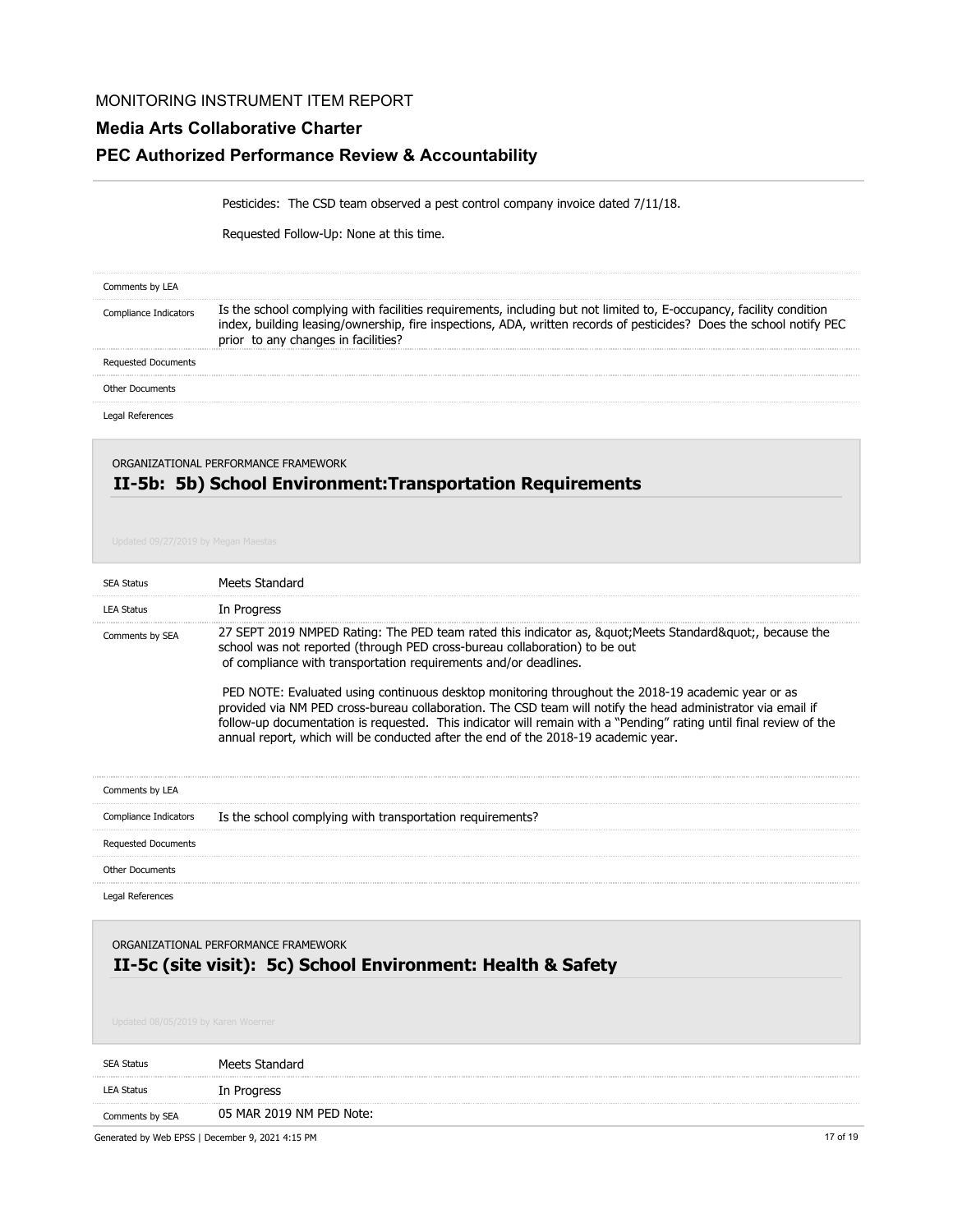Pesticides: The CSD team observed a pest control company invoice dated 7/11/18.

Requested Follow-Up: None at this time.

| | |
|---|---|
| Comments by LEA | |
| Compliance Indicators | Is the school complying with facilities requirements, including but not limited to, E-occupancy, facility condition index, building leasing/ownership, fire inspections, ADA, written records of pesticides? Does the school notify PEC prior to any changes in facilities? |
| Requested Documents | |
| Other Documents | |
| Legal References | |

ORGANIZATIONAL PERFORMANCE FRAMEWORK

## II-5b: 5b) School Environment:Transportation Requirements

Updated 09/27/2019 by Megan Maestas

| | |
|---|---|
| SEA Status | Meets Standard |
| LEA Status | In Progress |
| Comments by SEA | 27 SEPT 2019 NMPED Rating: The PED team rated this indicator as, &quot;Meets Standard&quot;, because the school was not reported (through PED cross-bureau collaboration) to be out of compliance with transportation requirements and/or deadlines.<br><br>PED NOTE: Evaluated using continuous desktop monitoring throughout the 2018-19 academic year or as provided via NM PED cross-bureau collaboration. The CSD team will notify the head administrator via email if follow-up documentation is requested. This indicator will remain with a "Pending" rating until final review of the annual report, which will be conducted after the end of the 2018-19 academic year. |
| Comments by LEA | |
| Compliance Indicators | Is the school complying with transportation requirements? |
| Requested Documents | |
| Other Documents | |
| Legal References | |

ORGANIZATIONAL PERFORMANCE FRAMEWORK

## II-5c (site visit): 5c) School Environment: Health & Safety

Updated 08/05/2019 by Karen Woerner

| | |
|---|---|
| SEA Status | Meets Standard |
| LEA Status | In Progress |
| Comments by SEA | 05 MAR 2019 NM PED Note: |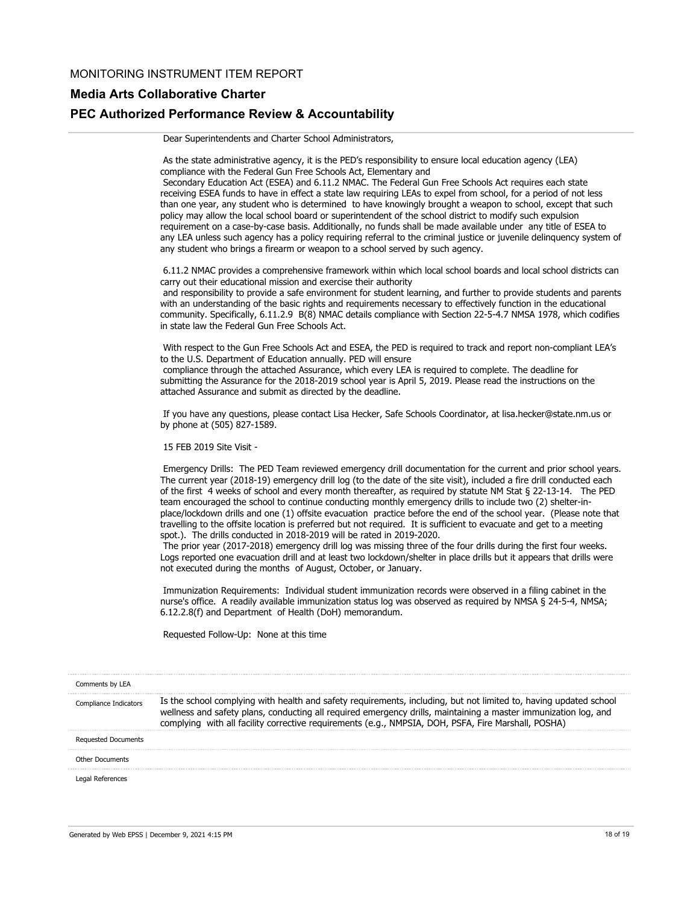MONITORING INSTRUMENT ITEM REPORT

**Media Arts Collaborative Charter**

**PEC Authorized Performance Review & Accountability**

Dear Superintendents and Charter School Administrators,

As the state administrative agency, it is the PED's responsibility to ensure local education agency (LEA) compliance with the Federal Gun Free Schools Act, Elementary and Secondary Education Act (ESEA) and 6.11.2 NMAC. The Federal Gun Free Schools Act requires each state receiving ESEA funds to have in effect a state law requiring LEAs to expel from school, for a period of not less than one year, any student who is determined to have knowingly brought a weapon to school, except that such policy may allow the local school board or superintendent of the school district to modify such expulsion requirement on a case-by-case basis. Additionally, no funds shall be made available under any title of ESEA to any LEA unless such agency has a policy requiring referral to the criminal justice or juvenile delinquency system of any student who brings a firearm or weapon to a school served by such agency.

6.11.2 NMAC provides a comprehensive framework within which local school boards and local school districts can carry out their educational mission and exercise their authority and responsibility to provide a safe environment for student learning, and further to provide students and parents with an understanding of the basic rights and requirements necessary to effectively function in the educational community. Specifically, 6.11.2.9 B(8) NMAC details compliance with Section 22-5-4.7 NMSA 1978, which codifies in state law the Federal Gun Free Schools Act.

With respect to the Gun Free Schools Act and ESEA, the PED is required to track and report non-compliant LEA's to the U.S. Department of Education annually. PED will ensure compliance through the attached Assurance, which every LEA is required to complete. The deadline for submitting the Assurance for the 2018-2019 school year is April 5, 2019. Please read the instructions on the attached Assurance and submit as directed by the deadline.

If you have any questions, please contact Lisa Hecker, Safe Schools Coordinator, at lisa.hecker@state.nm.us or by phone at (505) 827-1589.

15 FEB 2019 Site Visit -

Emergency Drills: The PED Team reviewed emergency drill documentation for the current and prior school years. The current year (2018-19) emergency drill log (to the date of the site visit), included a fire drill conducted each of the first 4 weeks of school and every month thereafter, as required by statute NM Stat § 22-13-14. The PED team encouraged the school to continue conducting monthly emergency drills to include two (2) shelter-in-place/lockdown drills and one (1) offsite evacuation practice before the end of the school year. (Please note that travelling to the offsite location is preferred but not required. It is sufficient to evacuate and get to a meeting spot.). The drills conducted in 2018-2019 will be rated in 2019-2020.
The prior year (2017-2018) emergency drill log was missing three of the four drills during the first four weeks. Logs reported one evacuation drill and at least two lockdown/shelter in place drills but it appears that drills were not executed during the months of August, October, or January.

Immunization Requirements: Individual student immunization records were observed in a filing cabinet in the nurse's office. A readily available immunization status log was observed as required by NMSA § 24-5-4, NMSA; 6.12.2.8(f) and Department of Health (DoH) memorandum.

Requested Follow-Up: None at this time

| | |
|---|---|
| Comments by LEA | |
| Compliance Indicators | Is the school complying with health and safety requirements, including, but not limited to, having updated school wellness and safety plans, conducting all required emergency drills, maintaining a master immunization log, and complying with all facility corrective requirements (e.g., NMPSIA, DOH, PSFA, Fire Marshall, POSHA) |
| Requested Documents | |
| Other Documents | |
| Legal References | |

Generated by Web EPSS | December 9, 2021 4:15 PM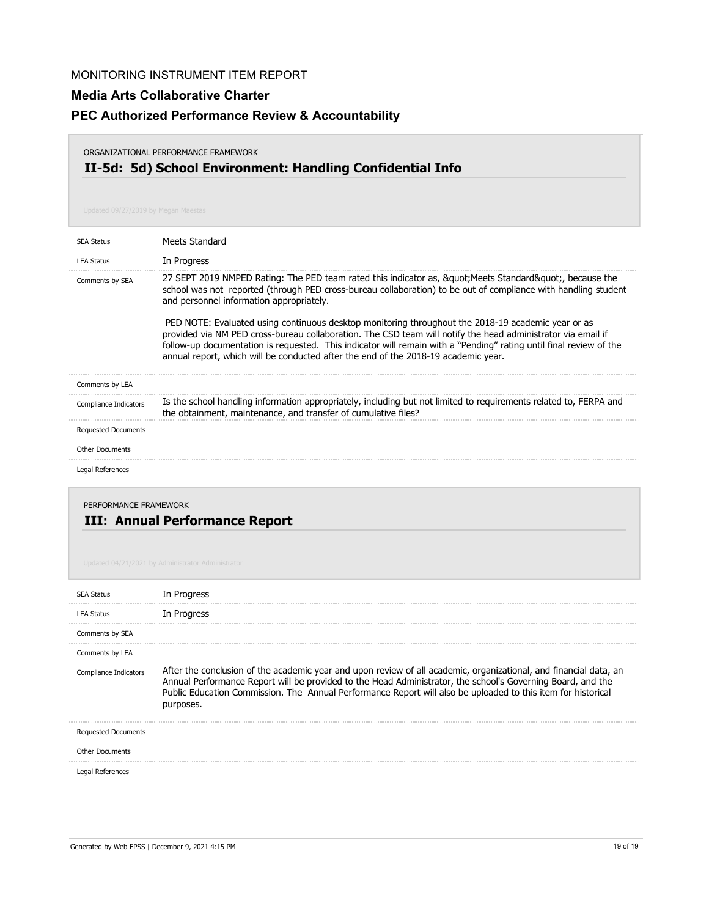MONITORING INSTRUMENT ITEM REPORT

**Media Arts Collaborative Charter**

**PEC Authorized Performance Review & Accountability**

ORGANIZATIONAL PERFORMANCE FRAMEWORK

## II-5d: 5d) School Environment: Handling Confidential Info

Updated 09/27/2019 by Megan Maestas

| | |
|---|---|
| SEA Status | Meets Standard |
| LEA Status | In Progress |
| Comments by SEA | 27 SEPT 2019 NMPED Rating: The PED team rated this indicator as, &quot;Meets Standard&quot;, because the school was not reported (through PED cross-bureau collaboration) to be out of compliance with handling student and personnel information appropriately.<br><br>PED NOTE: Evaluated using continuous desktop monitoring throughout the 2018-19 academic year or as provided via NM PED cross-bureau collaboration. The CSD team will notify the head administrator via email if follow-up documentation is requested. This indicator will remain with a "Pending" rating until final review of the annual report, which will be conducted after the end of the 2018-19 academic year. |
| Comments by LEA | |
| Compliance Indicators | Is the school handling information appropriately, including but not limited to requirements related to, FERPA and the obtainment, maintenance, and transfer of cumulative files? |
| Requested Documents | |
| Other Documents | |
| Legal References | |

PERFORMANCE FRAMEWORK

## III: Annual Performance Report

Updated 04/21/2021 by Administrator Administrator

| | |
|---|---|
| SEA Status | In Progress |
| LEA Status | In Progress |
| Comments by SEA | |
| Comments by LEA | |
| Compliance Indicators | After the conclusion of the academic year and upon review of all academic, organizational, and financial data, an Annual Performance Report will be provided to the Head Administrator, the school's Governing Board, and the Public Education Commission. The Annual Performance Report will also be uploaded to this item for historical purposes. |
| Requested Documents | |
| Other Documents | |
| Legal References | |

Generated by Web EPSS | December 9, 2021 4:15 PM